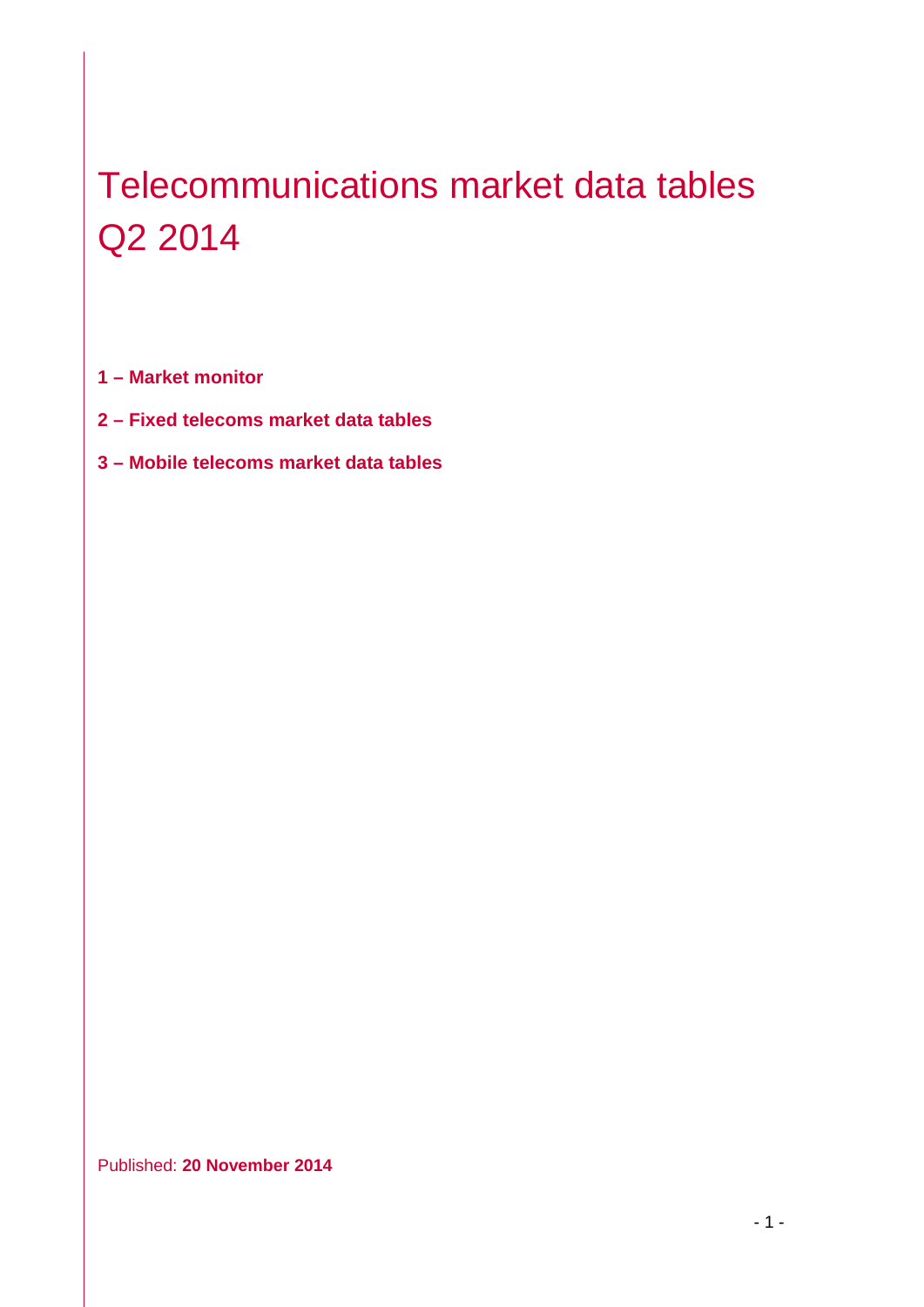# Telecommunications market data tables Q2 2014

**1 – Market monitor**

**2 – Fixed telecoms market data tables**

**3 – Mobile telecoms market data tables**

Published: **20 November 2014**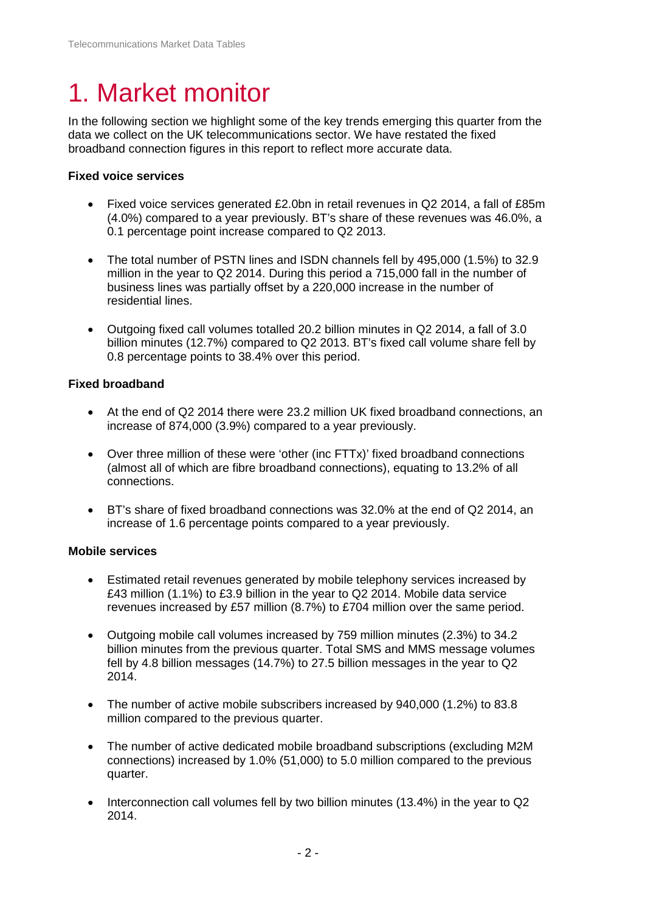# 1. Market monitor

In the following section we highlight some of the key trends emerging this quarter from the data we collect on the UK telecommunications sector. We have restated the fixed broadband connection figures in this report to reflect more accurate data.

**Fixed voice services**

- Fixed voice services generated £2.0bn in retail revenues in Q2 2014, a fall of £85m (4.0%) compared to a year previously. BT's share of these revenues was 46.0%, a 0.1 percentage point increase compared to Q2 2013.

- The total number of PSTN lines and ISDN channels fell by 495,000 (1.5%) to 32.9 million in the year to Q2 2014. During this period a 715,000 fall in the number of business lines was partially offset by a 220,000 increase in the number of residential lines.

- Outgoing fixed call volumes totalled 20.2 billion minutes in Q2 2014, a fall of 3.0 billion minutes (12.7%) compared to Q2 2013. BT's fixed call volume share fell by 0.8 percentage points to 38.4% over this period.

**Fixed broadband**

- At the end of Q2 2014 there were 23.2 million UK fixed broadband connections, an increase of 874,000 (3.9%) compared to a year previously.

- Over three million of these were 'other (inc FTTx)' fixed broadband connections (almost all of which are fibre broadband connections), equating to 13.2% of all connections.

- BT's share of fixed broadband connections was 32.0% at the end of Q2 2014, an increase of 1.6 percentage points compared to a year previously.

**Mobile services**

- Estimated retail revenues generated by mobile telephony services increased by £43 million (1.1%) to £3.9 billion in the year to Q2 2014. Mobile data service revenues increased by £57 million (8.7%) to £704 million over the same period.

- Outgoing mobile call volumes increased by 759 million minutes (2.3%) to 34.2 billion minutes from the previous quarter. Total SMS and MMS message volumes fell by 4.8 billion messages (14.7%) to 27.5 billion messages in the year to Q2 2014.

- The number of active mobile subscribers increased by 940,000 (1.2%) to 83.8 million compared to the previous quarter.

- The number of active dedicated mobile broadband subscriptions (excluding M2M connections) increased by 1.0% (51,000) to 5.0 million compared to the previous quarter.

- Interconnection call volumes fell by two billion minutes (13.4%) in the year to Q2 2014.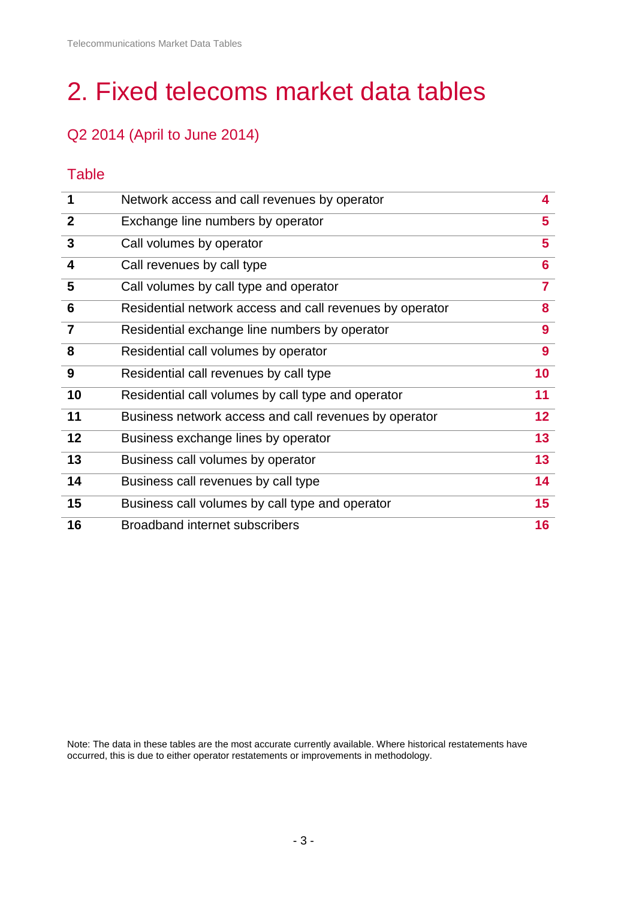# 2. Fixed telecoms market data tables

## Q2 2014 (April to June 2014)

### Table

| | | |
|---|---|---|
| **1** | Network access and call revenues by operator | **4** |
| **2** | Exchange line numbers by operator | **5** |
| **3** | Call volumes by operator | **5** |
| **4** | Call revenues by call type | **6** |
| **5** | Call volumes by call type and operator | **7** |
| **6** | Residential network access and call revenues by operator | **8** |
| **7** | Residential exchange line numbers by operator | **9** |
| **8** | Residential call volumes by operator | **9** |
| **9** | Residential call revenues by call type | **10** |
| **10** | Residential call volumes by call type and operator | **11** |
| **11** | Business network access and call revenues by operator | **12** |
| **12** | Business exchange lines by operator | **13** |
| **13** | Business call volumes by operator | **13** |
| **14** | Business call revenues by call type | **14** |
| **15** | Business call volumes by call type and operator | **15** |
| **16** | Broadband internet subscribers | **16** |

Note: The data in these tables are the most accurate currently available. Where historical restatements have occurred, this is due to either operator restatements or improvements in methodology.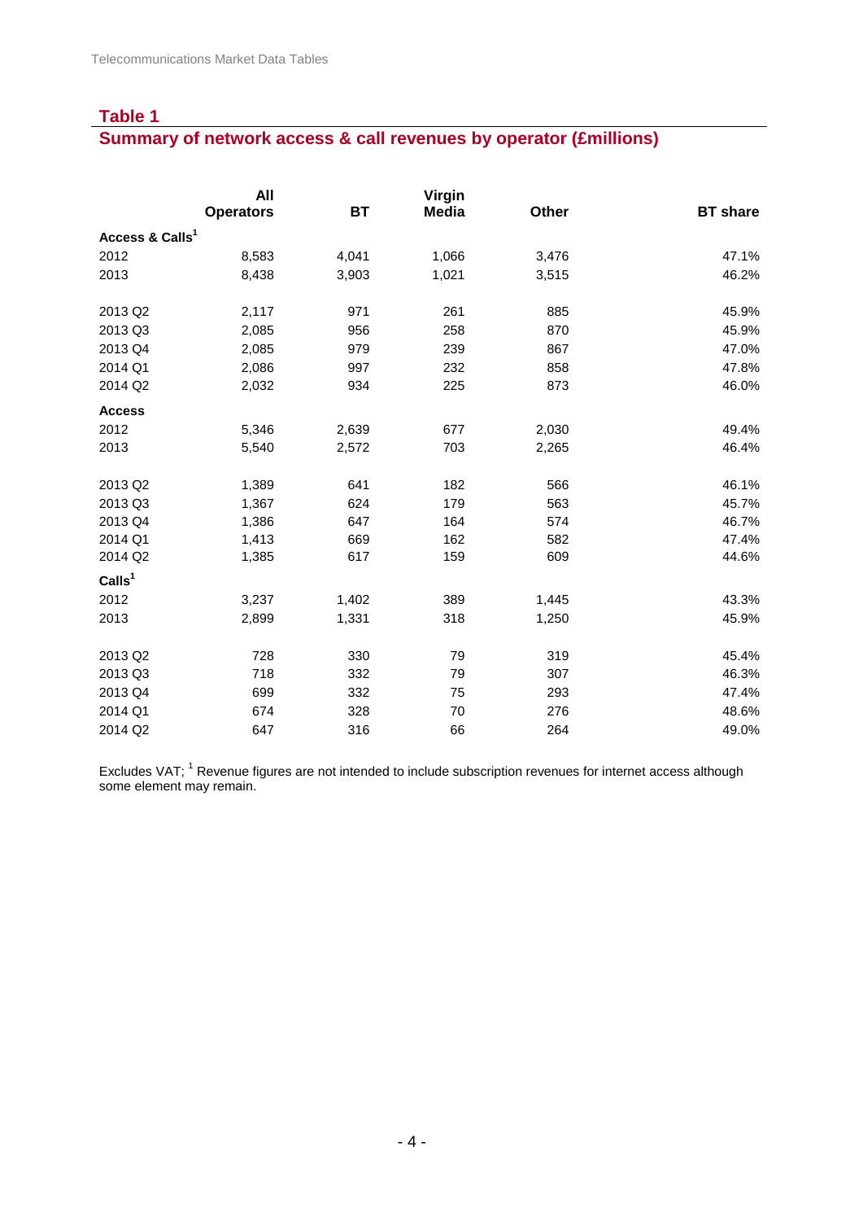## Table 1

## Summary of network access & call revenues by operator (£millions)

| | All Operators | BT | Virgin Media | Other | BT share |
|---|---|---|---|---|---|
| **Access & Calls[1]** | | | | | |
| 2012 | 8,583 | 4,041 | 1,066 | 3,476 | 47.1% |
| 2013 | 8,438 | 3,903 | 1,021 | 3,515 | 46.2% |
| | | | | | |
| 2013 Q2 | 2,117 | 971 | 261 | 885 | 45.9% |
| 2013 Q3 | 2,085 | 956 | 258 | 870 | 45.9% |
| 2013 Q4 | 2,085 | 979 | 239 | 867 | 47.0% |
| 2014 Q1 | 2,086 | 997 | 232 | 858 | 47.8% |
| 2014 Q2 | 2,032 | 934 | 225 | 873 | 46.0% |
| **Access** | | | | | |
| 2012 | 5,346 | 2,639 | 677 | 2,030 | 49.4% |
| 2013 | 5,540 | 2,572 | 703 | 2,265 | 46.4% |
| | | | | | |
| 2013 Q2 | 1,389 | 641 | 182 | 566 | 46.1% |
| 2013 Q3 | 1,367 | 624 | 179 | 563 | 45.7% |
| 2013 Q4 | 1,386 | 647 | 164 | 574 | 46.7% |
| 2014 Q1 | 1,413 | 669 | 162 | 582 | 47.4% |
| 2014 Q2 | 1,385 | 617 | 159 | 609 | 44.6% |
| **Calls[1]** | | | | | |
| 2012 | 3,237 | 1,402 | 389 | 1,445 | 43.3% |
| 2013 | 2,899 | 1,331 | 318 | 1,250 | 45.9% |
| | | | | | |
| 2013 Q2 | 728 | 330 | 79 | 319 | 45.4% |
| 2013 Q3 | 718 | 332 | 79 | 307 | 46.3% |
| 2013 Q4 | 699 | 332 | 75 | 293 | 47.4% |
| 2014 Q1 | 674 | 328 | 70 | 276 | 48.6% |
| 2014 Q2 | 647 | 316 | 66 | 264 | 49.0% |

Excludes VAT; [1] Revenue figures are not intended to include subscription revenues for internet access although some element may remain.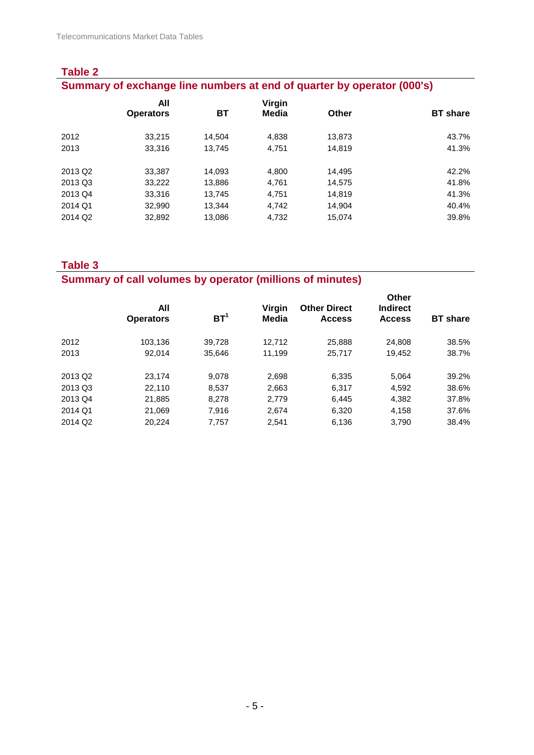## Table 2

### Summary of exchange line numbers at end of quarter by operator (000's)

| | All Operators | BT | Virgin Media | Other | BT share |
|---|---|---|---|---|---|
| 2012 | 33,215 | 14,504 | 4,838 | 13,873 | 43.7% |
| 2013 | 33,316 | 13,745 | 4,751 | 14,819 | 41.3% |
| 2013 Q2 | 33,387 | 14,093 | 4,800 | 14,495 | 42.2% |
| 2013 Q3 | 33,222 | 13,886 | 4,761 | 14,575 | 41.8% |
| 2013 Q4 | 33,316 | 13,745 | 4,751 | 14,819 | 41.3% |
| 2014 Q1 | 32,990 | 13,344 | 4,742 | 14,904 | 40.4% |
| 2014 Q2 | 32,892 | 13,086 | 4,732 | 15,074 | 39.8% |

## Table 3

### Summary of call volumes by operator (millions of minutes)

| | All Operators | BT[1] | Virgin Media | Other Direct Access | Other Indirect Access | BT share |
|---|---|---|---|---|---|---|
| 2012 | 103,136 | 39,728 | 12,712 | 25,888 | 24,808 | 38.5% |
| 2013 | 92,014 | 35,646 | 11,199 | 25,717 | 19,452 | 38.7% |
| 2013 Q2 | 23,174 | 9,078 | 2,698 | 6,335 | 5,064 | 39.2% |
| 2013 Q3 | 22,110 | 8,537 | 2,663 | 6,317 | 4,592 | 38.6% |
| 2013 Q4 | 21,885 | 8,278 | 2,779 | 6,445 | 4,382 | 37.8% |
| 2014 Q1 | 21,069 | 7,916 | 2,674 | 6,320 | 4,158 | 37.6% |
| 2014 Q2 | 20,224 | 7,757 | 2,541 | 6,136 | 3,790 | 38.4% |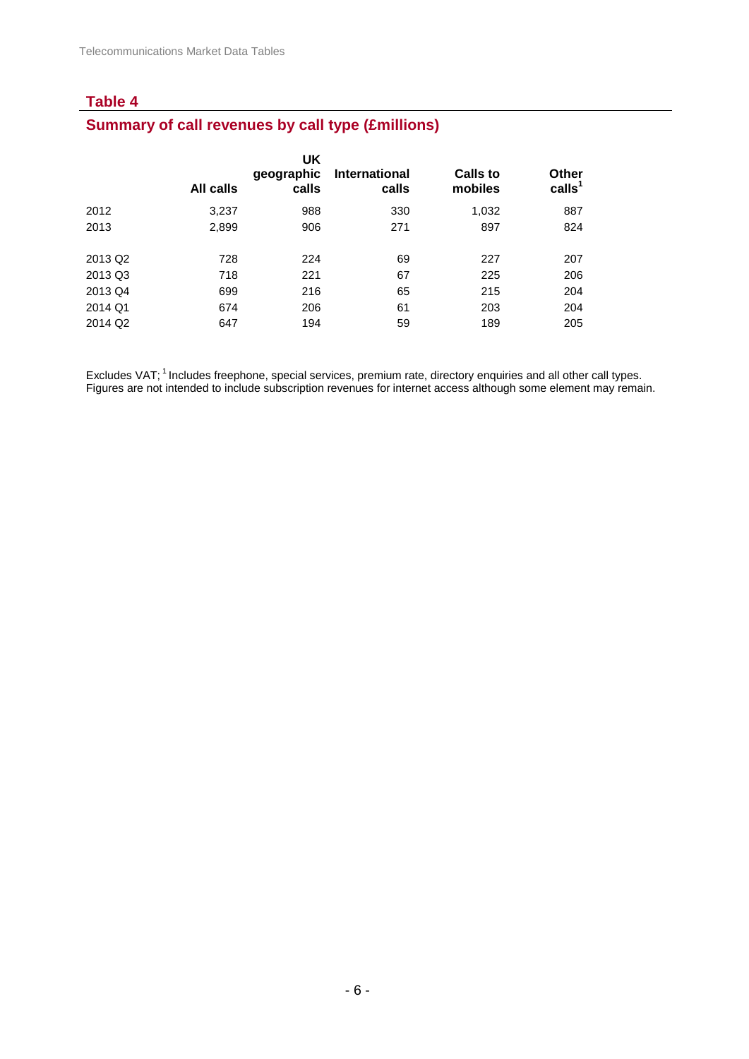## Table 4

## Summary of call revenues by call type (£millions)

| | All calls | UK geographic calls | International calls | Calls to mobiles | Other calls[1] |
|---|---|---|---|---|---|
| 2012 | 3,237 | 988 | 330 | 1,032 | 887 |
| 2013 | 2,899 | 906 | 271 | 897 | 824 |
| 2013 Q2 | 728 | 224 | 69 | 227 | 207 |
| 2013 Q3 | 718 | 221 | 67 | 225 | 206 |
| 2013 Q4 | 699 | 216 | 65 | 215 | 204 |
| 2014 Q1 | 674 | 206 | 61 | 203 | 204 |
| 2014 Q2 | 647 | 194 | 59 | 189 | 205 |

Excludes VAT; [1] Includes freephone, special services, premium rate, directory enquiries and all other call types. Figures are not intended to include subscription revenues for internet access although some element may remain.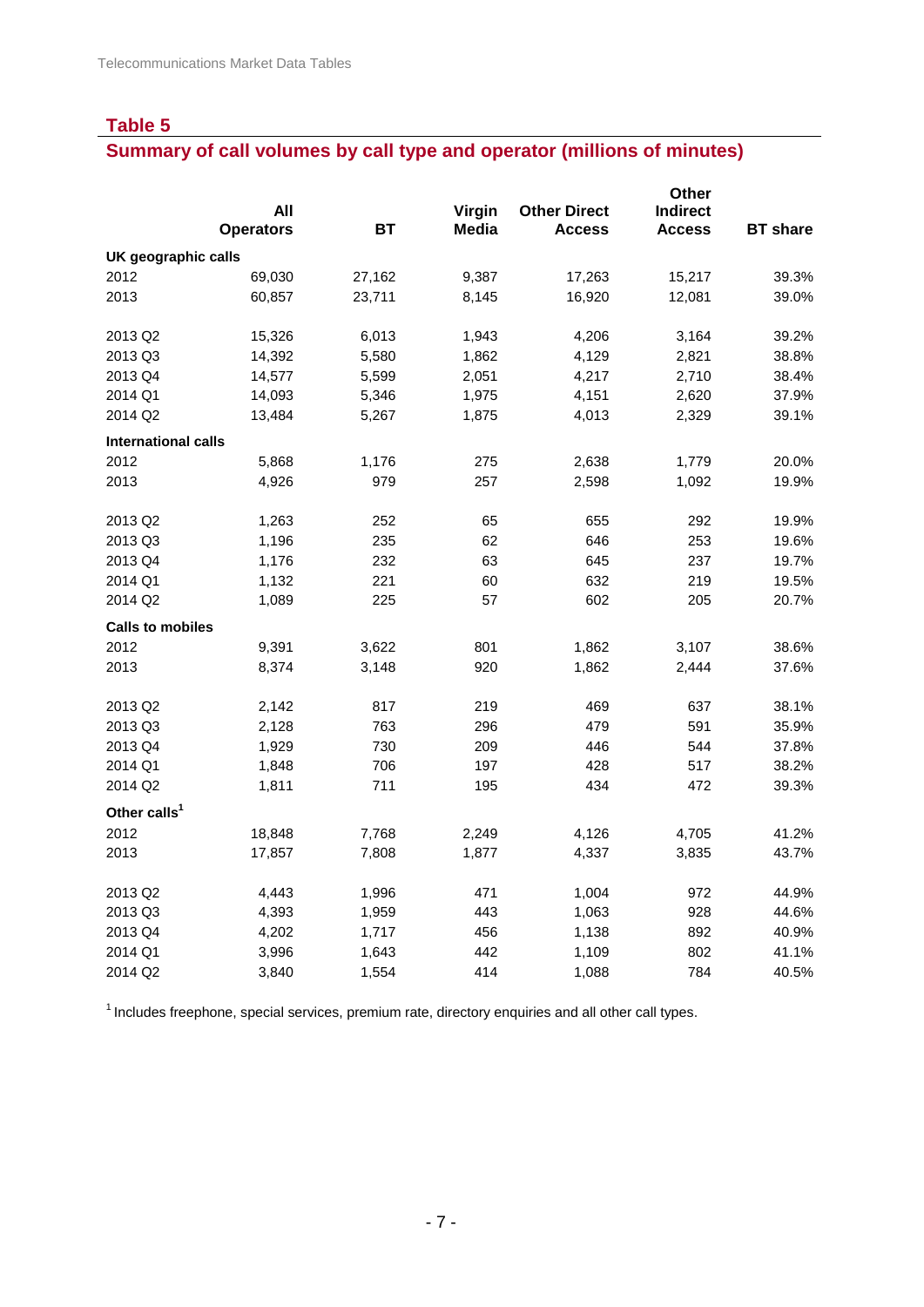## Table 5

## Summary of call volumes by call type and operator (millions of minutes)

| | All Operators | BT | Virgin Media | Other Direct Access | Other Indirect Access | BT share |
|---|---|---|---|---|---|---|
| **UK geographic calls** | | | | | | |
| 2012 | 69,030 | 27,162 | 9,387 | 17,263 | 15,217 | 39.3% |
| 2013 | 60,857 | 23,711 | 8,145 | 16,920 | 12,081 | 39.0% |
| | | | | | | |
| 2013 Q2 | 15,326 | 6,013 | 1,943 | 4,206 | 3,164 | 39.2% |
| 2013 Q3 | 14,392 | 5,580 | 1,862 | 4,129 | 2,821 | 38.8% |
| 2013 Q4 | 14,577 | 5,599 | 2,051 | 4,217 | 2,710 | 38.4% |
| 2014 Q1 | 14,093 | 5,346 | 1,975 | 4,151 | 2,620 | 37.9% |
| 2014 Q2 | 13,484 | 5,267 | 1,875 | 4,013 | 2,329 | 39.1% |
| **International calls** | | | | | | |
| 2012 | 5,868 | 1,176 | 275 | 2,638 | 1,779 | 20.0% |
| 2013 | 4,926 | 979 | 257 | 2,598 | 1,092 | 19.9% |
| | | | | | | |
| 2013 Q2 | 1,263 | 252 | 65 | 655 | 292 | 19.9% |
| 2013 Q3 | 1,196 | 235 | 62 | 646 | 253 | 19.6% |
| 2013 Q4 | 1,176 | 232 | 63 | 645 | 237 | 19.7% |
| 2014 Q1 | 1,132 | 221 | 60 | 632 | 219 | 19.5% |
| 2014 Q2 | 1,089 | 225 | 57 | 602 | 205 | 20.7% |
| **Calls to mobiles** | | | | | | |
| 2012 | 9,391 | 3,622 | 801 | 1,862 | 3,107 | 38.6% |
| 2013 | 8,374 | 3,148 | 920 | 1,862 | 2,444 | 37.6% |
| | | | | | | |
| 2013 Q2 | 2,142 | 817 | 219 | 469 | 637 | 38.1% |
| 2013 Q3 | 2,128 | 763 | 296 | 479 | 591 | 35.9% |
| 2013 Q4 | 1,929 | 730 | 209 | 446 | 544 | 37.8% |
| 2014 Q1 | 1,848 | 706 | 197 | 428 | 517 | 38.2% |
| 2014 Q2 | 1,811 | 711 | 195 | 434 | 472 | 39.3% |
| **Other calls[1]** | | | | | | |
| 2012 | 18,848 | 7,768 | 2,249 | 4,126 | 4,705 | 41.2% |
| 2013 | 17,857 | 7,808 | 1,877 | 4,337 | 3,835 | 43.7% |
| | | | | | | |
| 2013 Q2 | 4,443 | 1,996 | 471 | 1,004 | 972 | 44.9% |
| 2013 Q3 | 4,393 | 1,959 | 443 | 1,063 | 928 | 44.6% |
| 2013 Q4 | 4,202 | 1,717 | 456 | 1,138 | 892 | 40.9% |
| 2014 Q1 | 3,996 | 1,643 | 442 | 1,109 | 802 | 41.1% |
| 2014 Q2 | 3,840 | 1,554 | 414 | 1,088 | 784 | 40.5% |

[1] Includes freephone, special services, premium rate, directory enquiries and all other call types.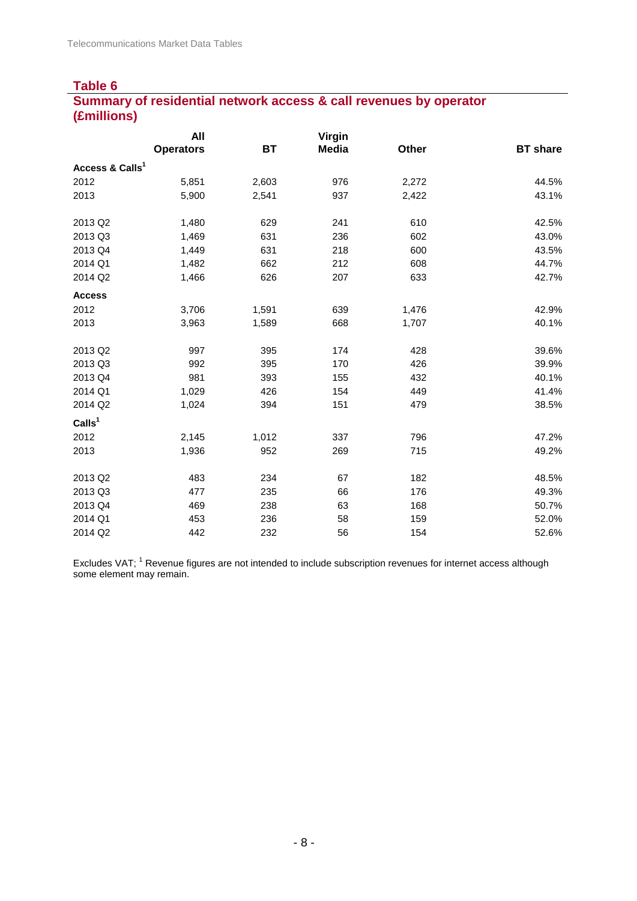## Table 6

## Summary of residential network access & call revenues by operator (£millions)

| | All Operators | BT | Virgin Media | Other | BT share |
|---|---|---|---|---|---|
| **Access & Calls[1]** | | | | | |
| 2012 | 5,851 | 2,603 | 976 | 2,272 | 44.5% |
| 2013 | 5,900 | 2,541 | 937 | 2,422 | 43.1% |
| | | | | | |
| 2013 Q2 | 1,480 | 629 | 241 | 610 | 42.5% |
| 2013 Q3 | 1,469 | 631 | 236 | 602 | 43.0% |
| 2013 Q4 | 1,449 | 631 | 218 | 600 | 43.5% |
| 2014 Q1 | 1,482 | 662 | 212 | 608 | 44.7% |
| 2014 Q2 | 1,466 | 626 | 207 | 633 | 42.7% |
| **Access** | | | | | |
| 2012 | 3,706 | 1,591 | 639 | 1,476 | 42.9% |
| 2013 | 3,963 | 1,589 | 668 | 1,707 | 40.1% |
| | | | | | |
| 2013 Q2 | 997 | 395 | 174 | 428 | 39.6% |
| 2013 Q3 | 992 | 395 | 170 | 426 | 39.9% |
| 2013 Q4 | 981 | 393 | 155 | 432 | 40.1% |
| 2014 Q1 | 1,029 | 426 | 154 | 449 | 41.4% |
| 2014 Q2 | 1,024 | 394 | 151 | 479 | 38.5% |
| **Calls[1]** | | | | | |
| 2012 | 2,145 | 1,012 | 337 | 796 | 47.2% |
| 2013 | 1,936 | 952 | 269 | 715 | 49.2% |
| | | | | | |
| 2013 Q2 | 483 | 234 | 67 | 182 | 48.5% |
| 2013 Q3 | 477 | 235 | 66 | 176 | 49.3% |
| 2013 Q4 | 469 | 238 | 63 | 168 | 50.7% |
| 2014 Q1 | 453 | 236 | 58 | 159 | 52.0% |
| 2014 Q2 | 442 | 232 | 56 | 154 | 52.6% |

Excludes VAT; [1] Revenue figures are not intended to include subscription revenues for internet access although some element may remain.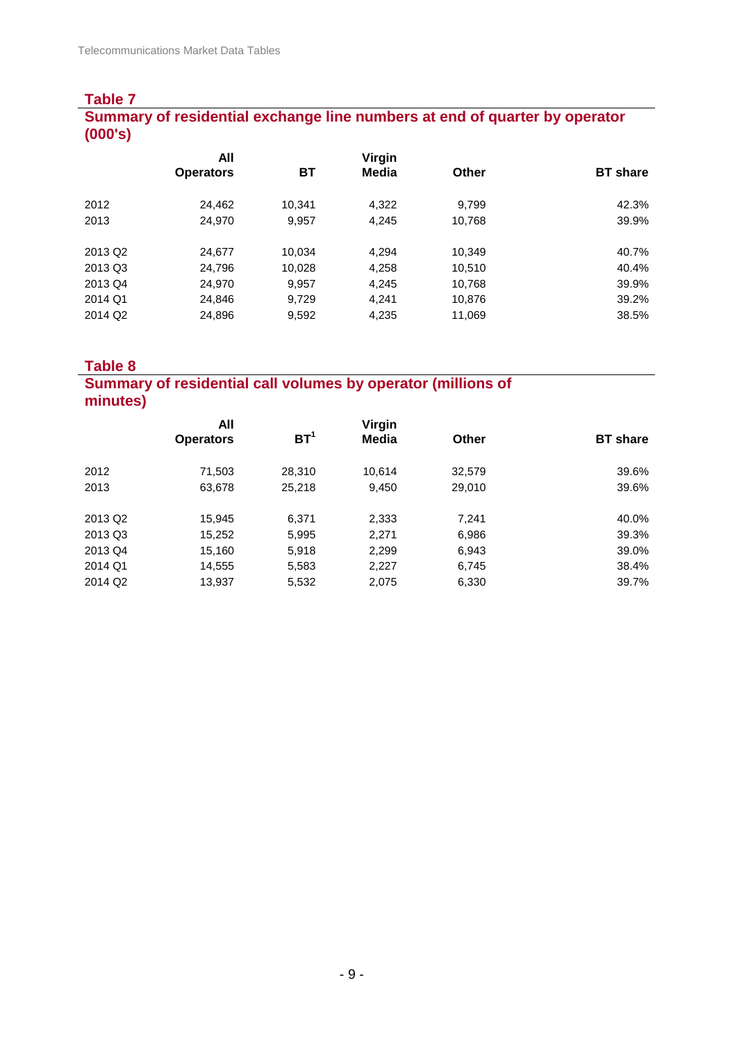## Table 7

### Summary of residential exchange line numbers at end of quarter by operator (000's)

| | All Operators | BT | Virgin Media | Other | BT share |
|---|---|---|---|---|---|
| 2012 | 24,462 | 10,341 | 4,322 | 9,799 | 42.3% |
| 2013 | 24,970 | 9,957 | 4,245 | 10,768 | 39.9% |
| | | | | | |
| 2013 Q2 | 24,677 | 10,034 | 4,294 | 10,349 | 40.7% |
| 2013 Q3 | 24,796 | 10,028 | 4,258 | 10,510 | 40.4% |
| 2013 Q4 | 24,970 | 9,957 | 4,245 | 10,768 | 39.9% |
| 2014 Q1 | 24,846 | 9,729 | 4,241 | 10,876 | 39.2% |
| 2014 Q2 | 24,896 | 9,592 | 4,235 | 11,069 | 38.5% |

## Table 8

### Summary of residential call volumes by operator (millions of minutes)

| | All Operators | BT[1] | Virgin Media | Other | BT share |
|---|---|---|---|---|---|
| 2012 | 71,503 | 28,310 | 10,614 | 32,579 | 39.6% |
| 2013 | 63,678 | 25,218 | 9,450 | 29,010 | 39.6% |
| | | | | | |
| 2013 Q2 | 15,945 | 6,371 | 2,333 | 7,241 | 40.0% |
| 2013 Q3 | 15,252 | 5,995 | 2,271 | 6,986 | 39.3% |
| 2013 Q4 | 15,160 | 5,918 | 2,299 | 6,943 | 39.0% |
| 2014 Q1 | 14,555 | 5,583 | 2,227 | 6,745 | 38.4% |
| 2014 Q2 | 13,937 | 5,532 | 2,075 | 6,330 | 39.7% |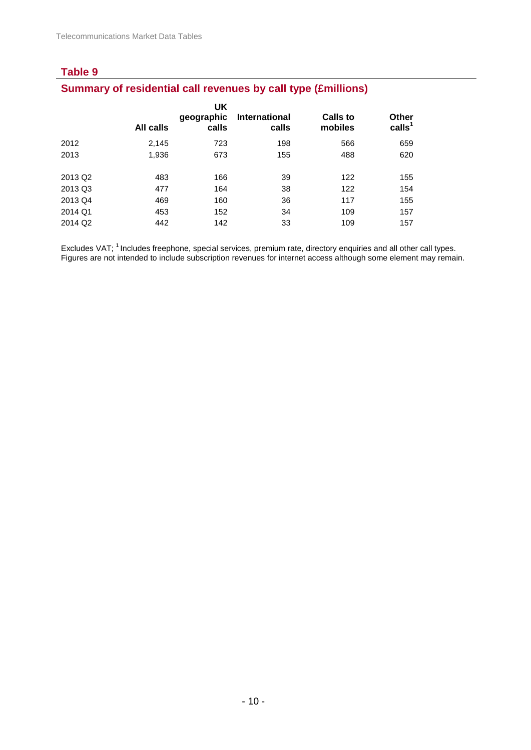## Table 9

## Summary of residential call revenues by call type (£millions)

| | All calls | UK geographic calls | International calls | Calls to mobiles | Other calls[1] |
|---|---|---|---|---|---|
| 2012 | 2,145 | 723 | 198 | 566 | 659 |
| 2013 | 1,936 | 673 | 155 | 488 | 620 |
| 2013 Q2 | 483 | 166 | 39 | 122 | 155 |
| 2013 Q3 | 477 | 164 | 38 | 122 | 154 |
| 2013 Q4 | 469 | 160 | 36 | 117 | 155 |
| 2014 Q1 | 453 | 152 | 34 | 109 | 157 |
| 2014 Q2 | 442 | 142 | 33 | 109 | 157 |

Excludes VAT; [1] Includes freephone, special services, premium rate, directory enquiries and all other call types. Figures are not intended to include subscription revenues for internet access although some element may remain.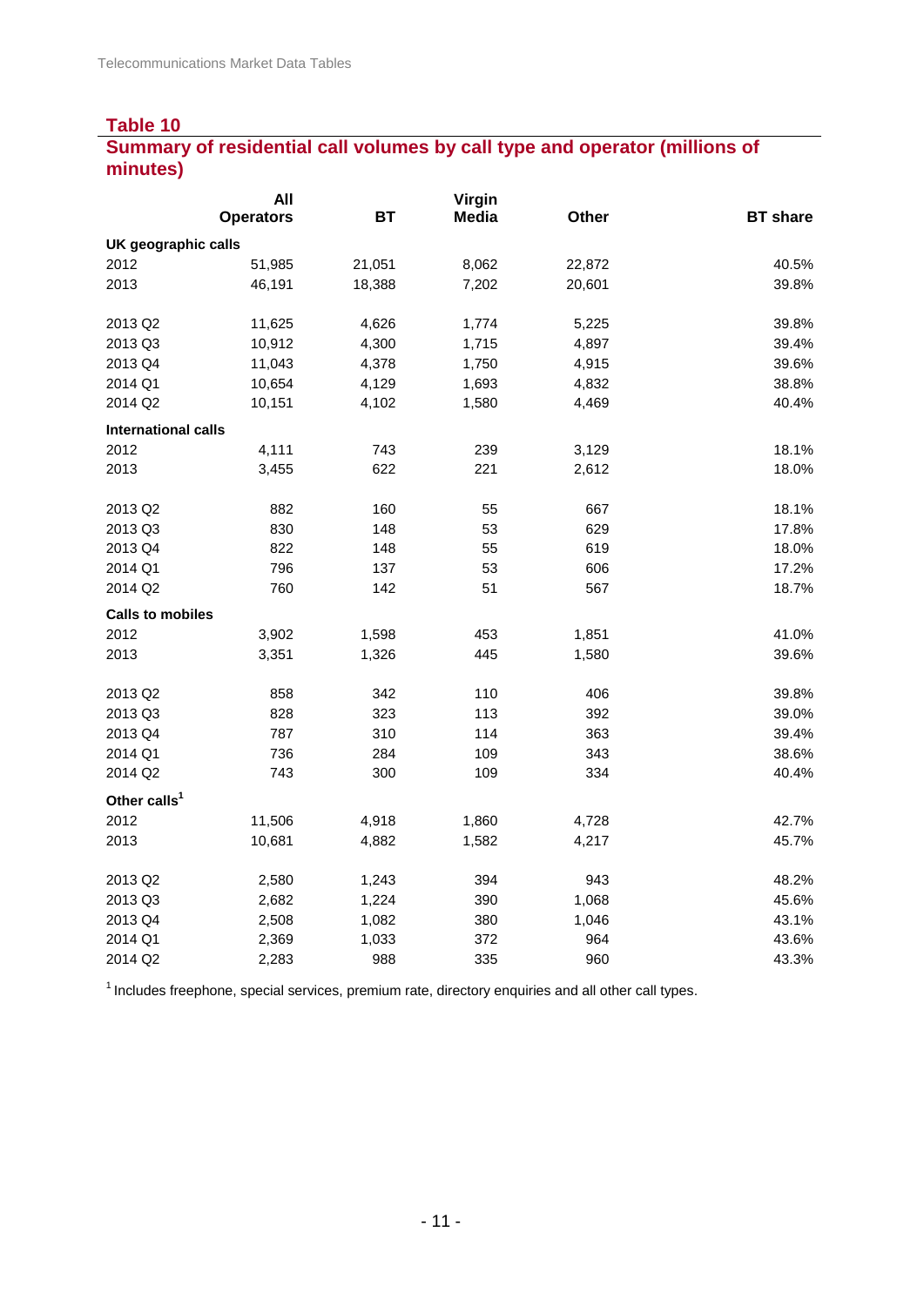## Table 10

## Summary of residential call volumes by call type and operator (millions of minutes)

| | All Operators | BT | Virgin Media | Other | BT share |
|---|---|---|---|---|---|
| **UK geographic calls** | | | | | |
| 2012 | 51,985 | 21,051 | 8,062 | 22,872 | 40.5% |
| 2013 | 46,191 | 18,388 | 7,202 | 20,601 | 39.8% |
| | | | | | |
| 2013 Q2 | 11,625 | 4,626 | 1,774 | 5,225 | 39.8% |
| 2013 Q3 | 10,912 | 4,300 | 1,715 | 4,897 | 39.4% |
| 2013 Q4 | 11,043 | 4,378 | 1,750 | 4,915 | 39.6% |
| 2014 Q1 | 10,654 | 4,129 | 1,693 | 4,832 | 38.8% |
| 2014 Q2 | 10,151 | 4,102 | 1,580 | 4,469 | 40.4% |
| **International calls** | | | | | |
| 2012 | 4,111 | 743 | 239 | 3,129 | 18.1% |
| 2013 | 3,455 | 622 | 221 | 2,612 | 18.0% |
| | | | | | |
| 2013 Q2 | 882 | 160 | 55 | 667 | 18.1% |
| 2013 Q3 | 830 | 148 | 53 | 629 | 17.8% |
| 2013 Q4 | 822 | 148 | 55 | 619 | 18.0% |
| 2014 Q1 | 796 | 137 | 53 | 606 | 17.2% |
| 2014 Q2 | 760 | 142 | 51 | 567 | 18.7% |
| **Calls to mobiles** | | | | | |
| 2012 | 3,902 | 1,598 | 453 | 1,851 | 41.0% |
| 2013 | 3,351 | 1,326 | 445 | 1,580 | 39.6% |
| | | | | | |
| 2013 Q2 | 858 | 342 | 110 | 406 | 39.8% |
| 2013 Q3 | 828 | 323 | 113 | 392 | 39.0% |
| 2013 Q4 | 787 | 310 | 114 | 363 | 39.4% |
| 2014 Q1 | 736 | 284 | 109 | 343 | 38.6% |
| 2014 Q2 | 743 | 300 | 109 | 334 | 40.4% |
| **Other calls[1]** | | | | | |
| 2012 | 11,506 | 4,918 | 1,860 | 4,728 | 42.7% |
| 2013 | 10,681 | 4,882 | 1,582 | 4,217 | 45.7% |
| | | | | | |
| 2013 Q2 | 2,580 | 1,243 | 394 | 943 | 48.2% |
| 2013 Q3 | 2,682 | 1,224 | 390 | 1,068 | 45.6% |
| 2013 Q4 | 2,508 | 1,082 | 380 | 1,046 | 43.1% |
| 2014 Q1 | 2,369 | 1,033 | 372 | 964 | 43.6% |
| 2014 Q2 | 2,283 | 988 | 335 | 960 | 43.3% |

[1] Includes freephone, special services, premium rate, directory enquiries and all other call types.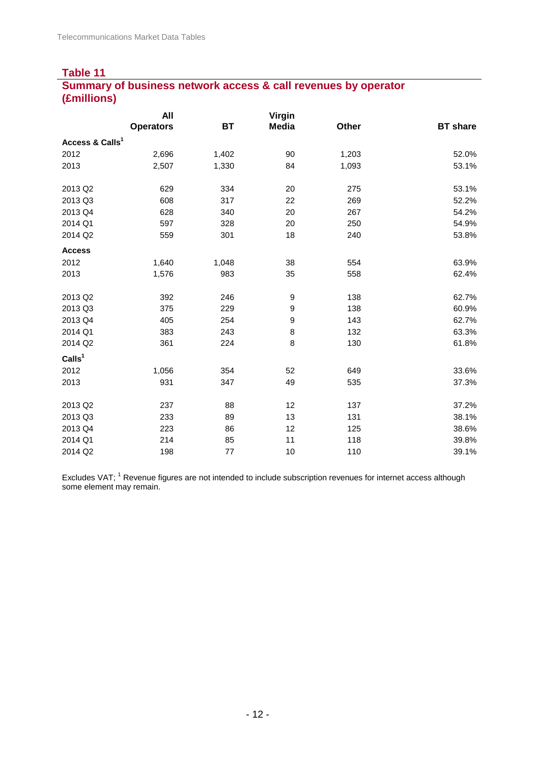## Table 11

## Summary of business network access & call revenues by operator (£millions)

| | All Operators | BT | Virgin Media | Other | BT share |
|---|---|---|---|---|---|
| **Access & Calls[1]** | | | | | |
| 2012 | 2,696 | 1,402 | 90 | 1,203 | 52.0% |
| 2013 | 2,507 | 1,330 | 84 | 1,093 | 53.1% |
| | | | | | |
| 2013 Q2 | 629 | 334 | 20 | 275 | 53.1% |
| 2013 Q3 | 608 | 317 | 22 | 269 | 52.2% |
| 2013 Q4 | 628 | 340 | 20 | 267 | 54.2% |
| 2014 Q1 | 597 | 328 | 20 | 250 | 54.9% |
| 2014 Q2 | 559 | 301 | 18 | 240 | 53.8% |
| **Access** | | | | | |
| 2012 | 1,640 | 1,048 | 38 | 554 | 63.9% |
| 2013 | 1,576 | 983 | 35 | 558 | 62.4% |
| | | | | | |
| 2013 Q2 | 392 | 246 | 9 | 138 | 62.7% |
| 2013 Q3 | 375 | 229 | 9 | 138 | 60.9% |
| 2013 Q4 | 405 | 254 | 9 | 143 | 62.7% |
| 2014 Q1 | 383 | 243 | 8 | 132 | 63.3% |
| 2014 Q2 | 361 | 224 | 8 | 130 | 61.8% |
| **Calls[1]** | | | | | |
| 2012 | 1,056 | 354 | 52 | 649 | 33.6% |
| 2013 | 931 | 347 | 49 | 535 | 37.3% |
| | | | | | |
| 2013 Q2 | 237 | 88 | 12 | 137 | 37.2% |
| 2013 Q3 | 233 | 89 | 13 | 131 | 38.1% |
| 2013 Q4 | 223 | 86 | 12 | 125 | 38.6% |
| 2014 Q1 | 214 | 85 | 11 | 118 | 39.8% |
| 2014 Q2 | 198 | 77 | 10 | 110 | 39.1% |

Excludes VAT; [1] Revenue figures are not intended to include subscription revenues for internet access although some element may remain.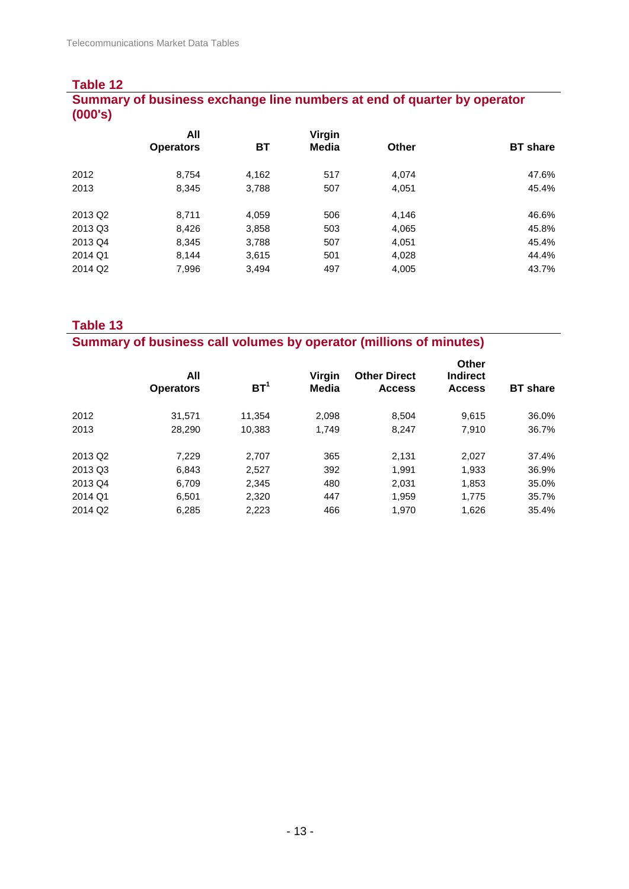## Table 12

### Summary of business exchange line numbers at end of quarter by operator (000's)

| | All Operators | BT | Virgin Media | Other | BT share |
|---|---|---|---|---|---|
| 2012 | 8,754 | 4,162 | 517 | 4,074 | 47.6% |
| 2013 | 8,345 | 3,788 | 507 | 4,051 | 45.4% |
| | | | | | |
| 2013 Q2 | 8,711 | 4,059 | 506 | 4,146 | 46.6% |
| 2013 Q3 | 8,426 | 3,858 | 503 | 4,065 | 45.8% |
| 2013 Q4 | 8,345 | 3,788 | 507 | 4,051 | 45.4% |
| 2014 Q1 | 8,144 | 3,615 | 501 | 4,028 | 44.4% |
| 2014 Q2 | 7,996 | 3,494 | 497 | 4,005 | 43.7% |

## Table 13

### Summary of business call volumes by operator (millions of minutes)

| | All Operators | BT[1] | Virgin Media | Other Direct Access | Other Indirect Access | BT share |
|---|---|---|---|---|---|---|
| 2012 | 31,571 | 11,354 | 2,098 | 8,504 | 9,615 | 36.0% |
| 2013 | 28,290 | 10,383 | 1,749 | 8,247 | 7,910 | 36.7% |
| | | | | | | |
| 2013 Q2 | 7,229 | 2,707 | 365 | 2,131 | 2,027 | 37.4% |
| 2013 Q3 | 6,843 | 2,527 | 392 | 1,991 | 1,933 | 36.9% |
| 2013 Q4 | 6,709 | 2,345 | 480 | 2,031 | 1,853 | 35.0% |
| 2014 Q1 | 6,501 | 2,320 | 447 | 1,959 | 1,775 | 35.7% |
| 2014 Q2 | 6,285 | 2,223 | 466 | 1,970 | 1,626 | 35.4% |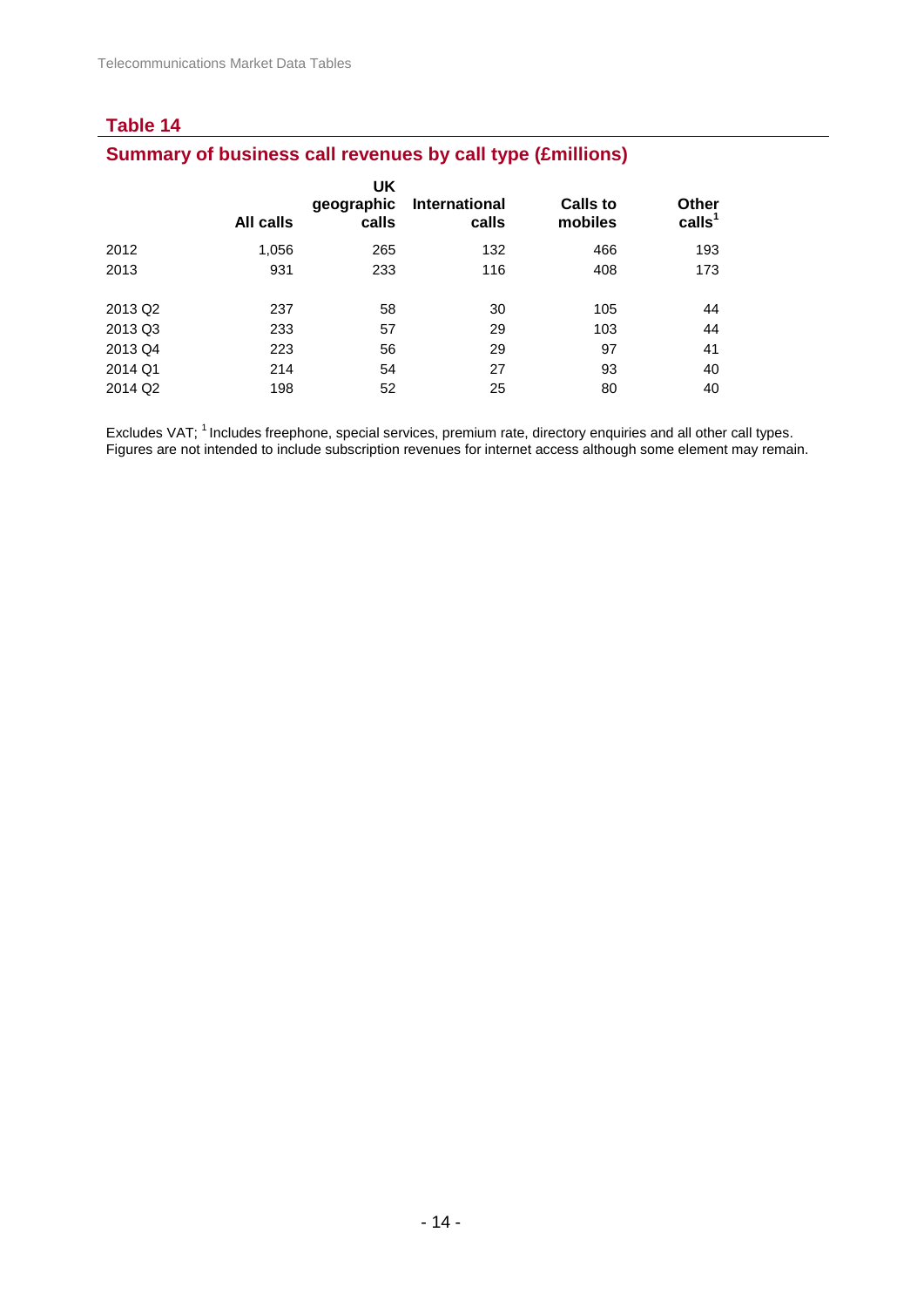## Table 14

### Summary of business call revenues by call type (£millions)

| | All calls | UK geographic calls | International calls | Calls to mobiles | Other calls[1] |
|---|---|---|---|---|---|
| 2012 | 1,056 | 265 | 132 | 466 | 193 |
| 2013 | 931 | 233 | 116 | 408 | 173 |
| | | | | | |
| 2013 Q2 | 237 | 58 | 30 | 105 | 44 |
| 2013 Q3 | 233 | 57 | 29 | 103 | 44 |
| 2013 Q4 | 223 | 56 | 29 | 97 | 41 |
| 2014 Q1 | 214 | 54 | 27 | 93 | 40 |
| 2014 Q2 | 198 | 52 | 25 | 80 | 40 |

Excludes VAT; [1] Includes freephone, special services, premium rate, directory enquiries and all other call types. Figures are not intended to include subscription revenues for internet access although some element may remain.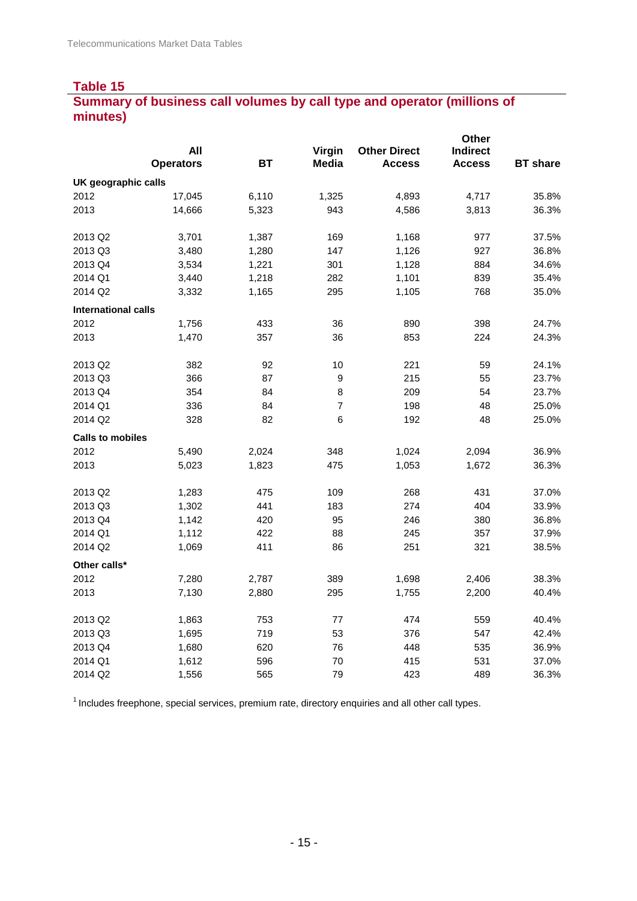## Table 15

## Summary of business call volumes by call type and operator (millions of minutes)

| | All Operators | BT | Virgin Media | Other Direct Access | Other Indirect Access | BT share |
|---|---|---|---|---|---|---|
| **UK geographic calls** | | | | | | |
| 2012 | 17,045 | 6,110 | 1,325 | 4,893 | 4,717 | 35.8% |
| 2013 | 14,666 | 5,323 | 943 | 4,586 | 3,813 | 36.3% |
| | | | | | | |
| 2013 Q2 | 3,701 | 1,387 | 169 | 1,168 | 977 | 37.5% |
| 2013 Q3 | 3,480 | 1,280 | 147 | 1,126 | 927 | 36.8% |
| 2013 Q4 | 3,534 | 1,221 | 301 | 1,128 | 884 | 34.6% |
| 2014 Q1 | 3,440 | 1,218 | 282 | 1,101 | 839 | 35.4% |
| 2014 Q2 | 3,332 | 1,165 | 295 | 1,105 | 768 | 35.0% |
| **International calls** | | | | | | |
| 2012 | 1,756 | 433 | 36 | 890 | 398 | 24.7% |
| 2013 | 1,470 | 357 | 36 | 853 | 224 | 24.3% |
| | | | | | | |
| 2013 Q2 | 382 | 92 | 10 | 221 | 59 | 24.1% |
| 2013 Q3 | 366 | 87 | 9 | 215 | 55 | 23.7% |
| 2013 Q4 | 354 | 84 | 8 | 209 | 54 | 23.7% |
| 2014 Q1 | 336 | 84 | 7 | 198 | 48 | 25.0% |
| 2014 Q2 | 328 | 82 | 6 | 192 | 48 | 25.0% |
| **Calls to mobiles** | | | | | | |
| 2012 | 5,490 | 2,024 | 348 | 1,024 | 2,094 | 36.9% |
| 2013 | 5,023 | 1,823 | 475 | 1,053 | 1,672 | 36.3% |
| | | | | | | |
| 2013 Q2 | 1,283 | 475 | 109 | 268 | 431 | 37.0% |
| 2013 Q3 | 1,302 | 441 | 183 | 274 | 404 | 33.9% |
| 2013 Q4 | 1,142 | 420 | 95 | 246 | 380 | 36.8% |
| 2014 Q1 | 1,112 | 422 | 88 | 245 | 357 | 37.9% |
| 2014 Q2 | 1,069 | 411 | 86 | 251 | 321 | 38.5% |
| **Other calls*** | | | | | | |
| 2012 | 7,280 | 2,787 | 389 | 1,698 | 2,406 | 38.3% |
| 2013 | 7,130 | 2,880 | 295 | 1,755 | 2,200 | 40.4% |
| | | | | | | |
| 2013 Q2 | 1,863 | 753 | 77 | 474 | 559 | 40.4% |
| 2013 Q3 | 1,695 | 719 | 53 | 376 | 547 | 42.4% |
| 2013 Q4 | 1,680 | 620 | 76 | 448 | 535 | 36.9% |
| 2014 Q1 | 1,612 | 596 | 70 | 415 | 531 | 37.0% |
| 2014 Q2 | 1,556 | 565 | 79 | 423 | 489 | 36.3% |

[1] Includes freephone, special services, premium rate, directory enquiries and all other call types.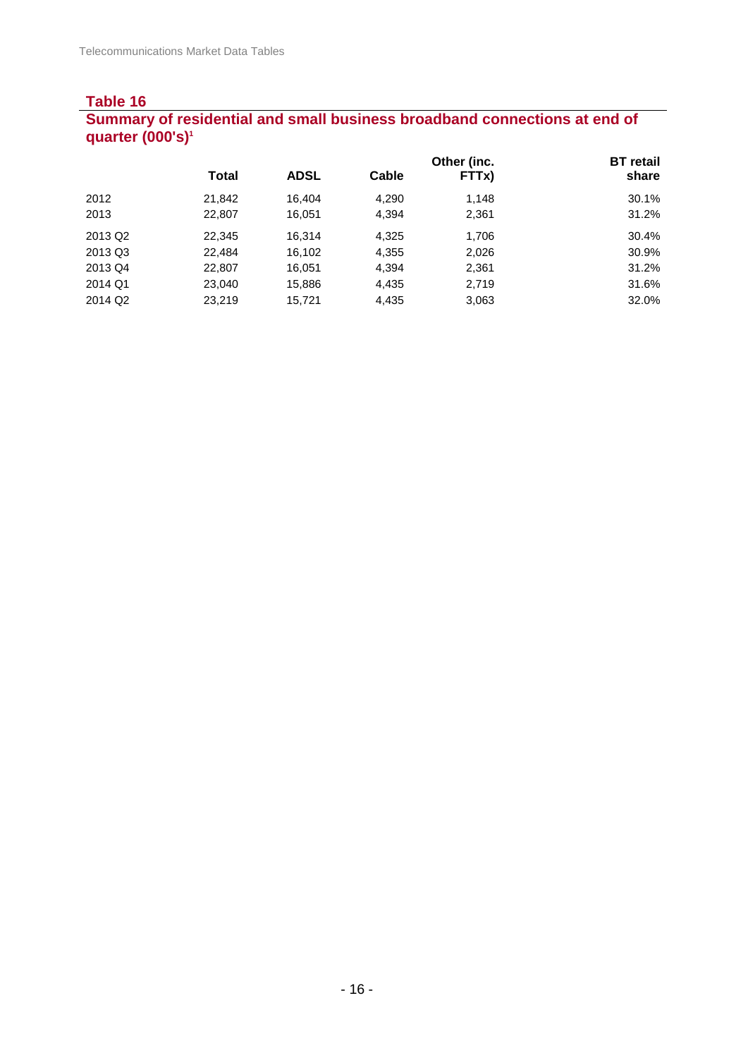## Table 16

## Summary of residential and small business broadband connections at end of quarter (000's)[1]

| | Total | ADSL | Cable | Other (inc. FTTx) | BT retail share |
|---|---|---|---|---|---|
| 2012 | 21,842 | 16,404 | 4,290 | 1,148 | 30.1% |
| 2013 | 22,807 | 16,051 | 4,394 | 2,361 | 31.2% |
| 2013 Q2 | 22,345 | 16,314 | 4,325 | 1,706 | 30.4% |
| 2013 Q3 | 22,484 | 16,102 | 4,355 | 2,026 | 30.9% |
| 2013 Q4 | 22,807 | 16,051 | 4,394 | 2,361 | 31.2% |
| 2014 Q1 | 23,040 | 15,886 | 4,435 | 2,719 | 31.6% |
| 2014 Q2 | 23,219 | 15,721 | 4,435 | 3,063 | 32.0% |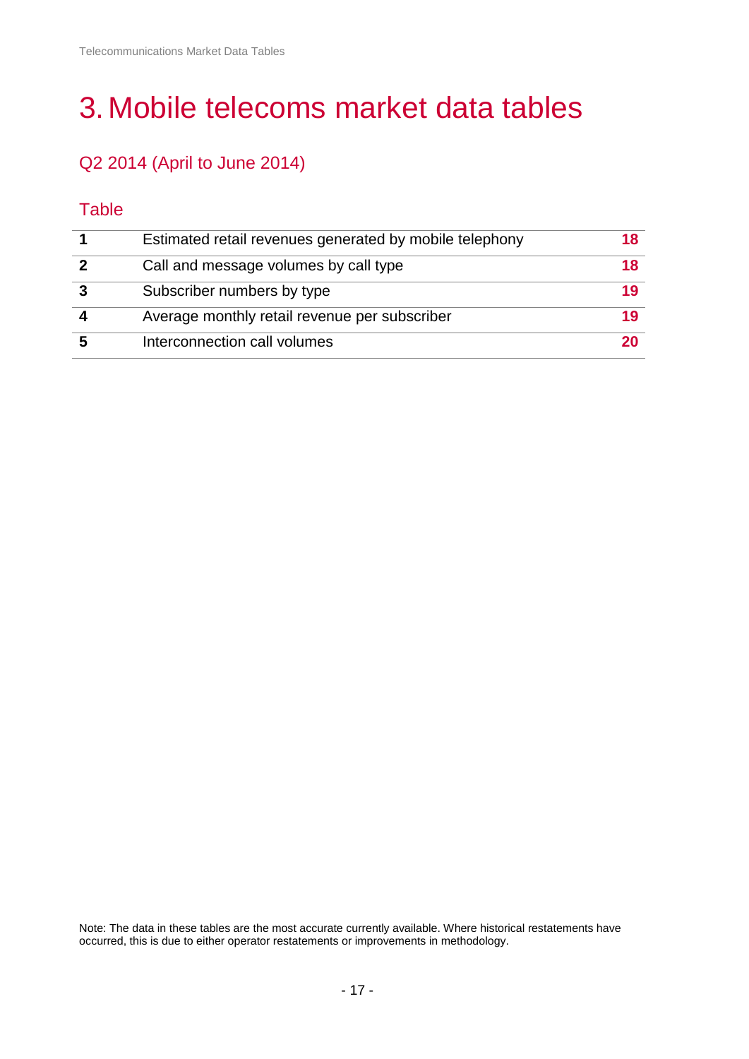# 3. Mobile telecoms market data tables

## Q2 2014 (April to June 2014)

### Table

| | | |
|---|---|---|
| **1** | Estimated retail revenues generated by mobile telephony | **18** |
| **2** | Call and message volumes by call type | **18** |
| **3** | Subscriber numbers by type | **19** |
| **4** | Average monthly retail revenue per subscriber | **19** |
| **5** | Interconnection call volumes | **20** |

Note: The data in these tables are the most accurate currently available. Where historical restatements have occurred, this is due to either operator restatements or improvements in methodology.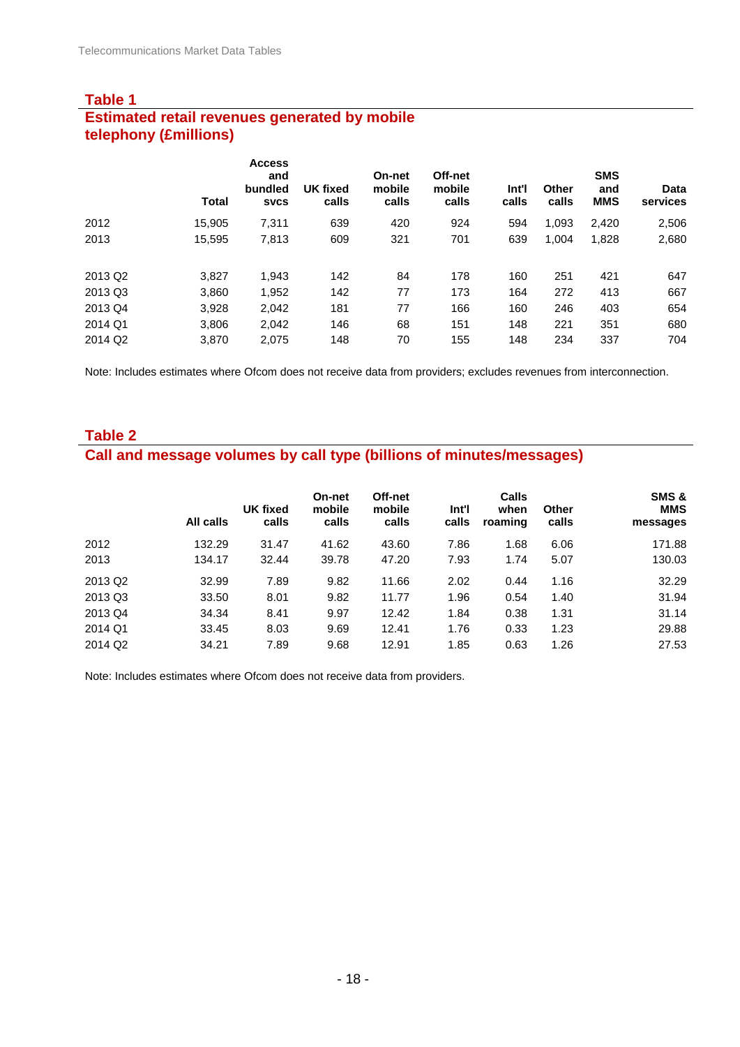## Table 1
## Estimated retail revenues generated by mobile telephony (£millions)

| | Total | Access and bundled svcs | UK fixed calls | On-net mobile calls | Off-net mobile calls | Int'l calls | Other calls | SMS and MMS | Data services |
|---|---|---|---|---|---|---|---|---|---|
| 2012 | 15,905 | 7,311 | 639 | 420 | 924 | 594 | 1,093 | 2,420 | 2,506 |
| 2013 | 15,595 | 7,813 | 609 | 321 | 701 | 639 | 1,004 | 1,828 | 2,680 |
| 2013 Q2 | 3,827 | 1,943 | 142 | 84 | 178 | 160 | 251 | 421 | 647 |
| 2013 Q3 | 3,860 | 1,952 | 142 | 77 | 173 | 164 | 272 | 413 | 667 |
| 2013 Q4 | 3,928 | 2,042 | 181 | 77 | 166 | 160 | 246 | 403 | 654 |
| 2014 Q1 | 3,806 | 2,042 | 146 | 68 | 151 | 148 | 221 | 351 | 680 |
| 2014 Q2 | 3,870 | 2,075 | 148 | 70 | 155 | 148 | 234 | 337 | 704 |

Note: Includes estimates where Ofcom does not receive data from providers; excludes revenues from interconnection.

## Table 2
## Call and message volumes by call type (billions of minutes/messages)

| | All calls | UK fixed calls | On-net mobile calls | Off-net mobile calls | Int'l calls | Calls when roaming | Other calls | SMS & MMS messages |
|---|---|---|---|---|---|---|---|---|
| 2012 | 132.29 | 31.47 | 41.62 | 43.60 | 7.86 | 1.68 | 6.06 | 171.88 |
| 2013 | 134.17 | 32.44 | 39.78 | 47.20 | 7.93 | 1.74 | 5.07 | 130.03 |
| 2013 Q2 | 32.99 | 7.89 | 9.82 | 11.66 | 2.02 | 0.44 | 1.16 | 32.29 |
| 2013 Q3 | 33.50 | 8.01 | 9.82 | 11.77 | 1.96 | 0.54 | 1.40 | 31.94 |
| 2013 Q4 | 34.34 | 8.41 | 9.97 | 12.42 | 1.84 | 0.38 | 1.31 | 31.14 |
| 2014 Q1 | 33.45 | 8.03 | 9.69 | 12.41 | 1.76 | 0.33 | 1.23 | 29.88 |
| 2014 Q2 | 34.21 | 7.89 | 9.68 | 12.91 | 1.85 | 0.63 | 1.26 | 27.53 |

Note: Includes estimates where Ofcom does not receive data from providers.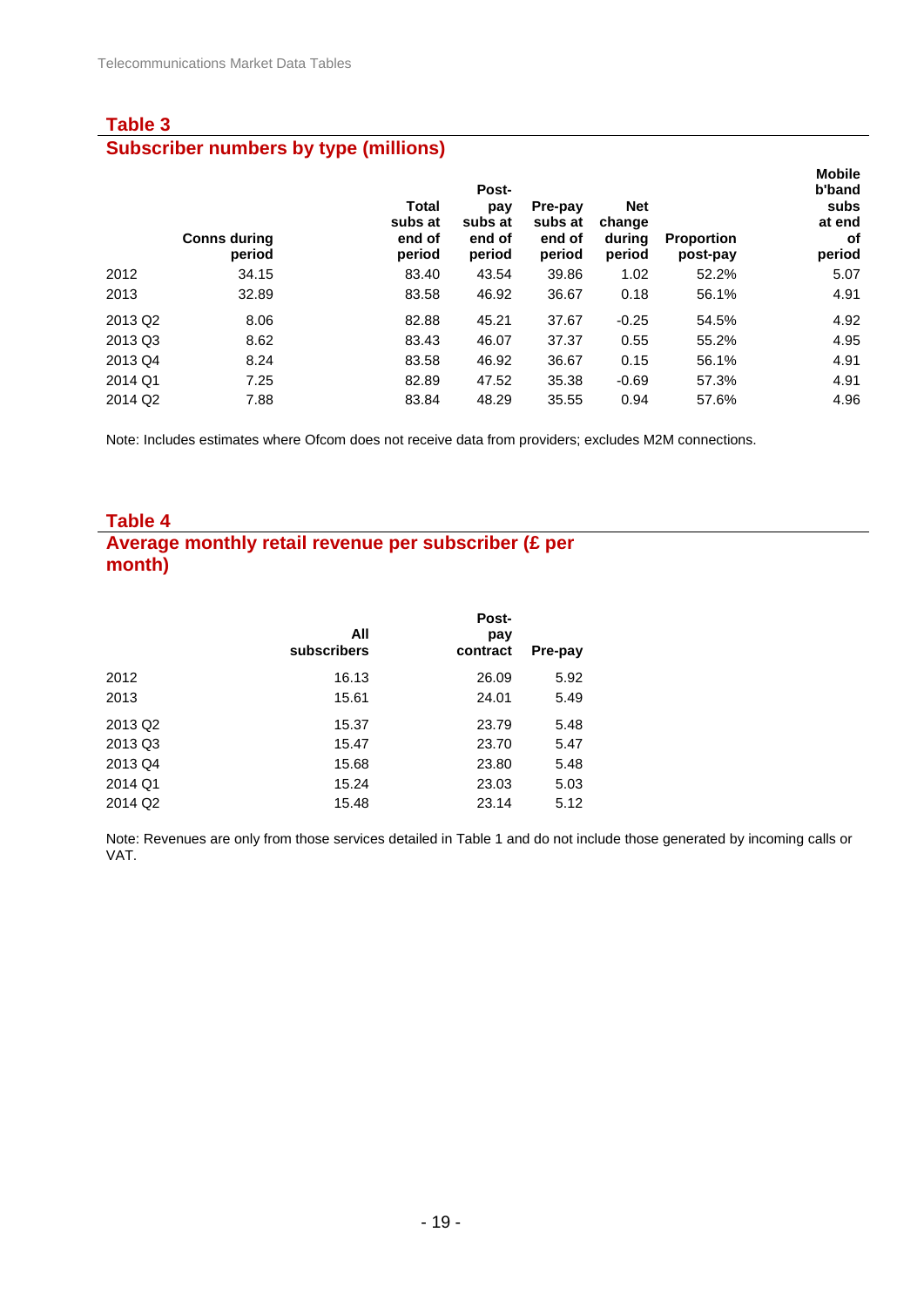## Table 3
## Subscriber numbers by type (millions)

| | Conns during period | Total subs at end of period | Post-pay subs at end of period | Pre-pay subs at end of period | Net change during period | Proportion post-pay | Mobile b'band subs at end of period |
|---|---|---|---|---|---|---|---|
| 2012 | 34.15 | 83.40 | 43.54 | 39.86 | 1.02 | 52.2% | 5.07 |
| 2013 | 32.89 | 83.58 | 46.92 | 36.67 | 0.18 | 56.1% | 4.91 |
| 2013 Q2 | 8.06 | 82.88 | 45.21 | 37.67 | -0.25 | 54.5% | 4.92 |
| 2013 Q3 | 8.62 | 83.43 | 46.07 | 37.37 | 0.55 | 55.2% | 4.95 |
| 2013 Q4 | 8.24 | 83.58 | 46.92 | 36.67 | 0.15 | 56.1% | 4.91 |
| 2014 Q1 | 7.25 | 82.89 | 47.52 | 35.38 | -0.69 | 57.3% | 4.91 |
| 2014 Q2 | 7.88 | 83.84 | 48.29 | 35.55 | 0.94 | 57.6% | 4.96 |

Note: Includes estimates where Ofcom does not receive data from providers; excludes M2M connections.

## Table 4
## Average monthly retail revenue per subscriber (£ per month)

| | All subscribers | Post-pay contract | Pre-pay |
|---|---|---|---|
| 2012 | 16.13 | 26.09 | 5.92 |
| 2013 | 15.61 | 24.01 | 5.49 |
| 2013 Q2 | 15.37 | 23.79 | 5.48 |
| 2013 Q3 | 15.47 | 23.70 | 5.47 |
| 2013 Q4 | 15.68 | 23.80 | 5.48 |
| 2014 Q1 | 15.24 | 23.03 | 5.03 |
| 2014 Q2 | 15.48 | 23.14 | 5.12 |

Note: Revenues are only from those services detailed in Table 1 and do not include those generated by incoming calls or VAT.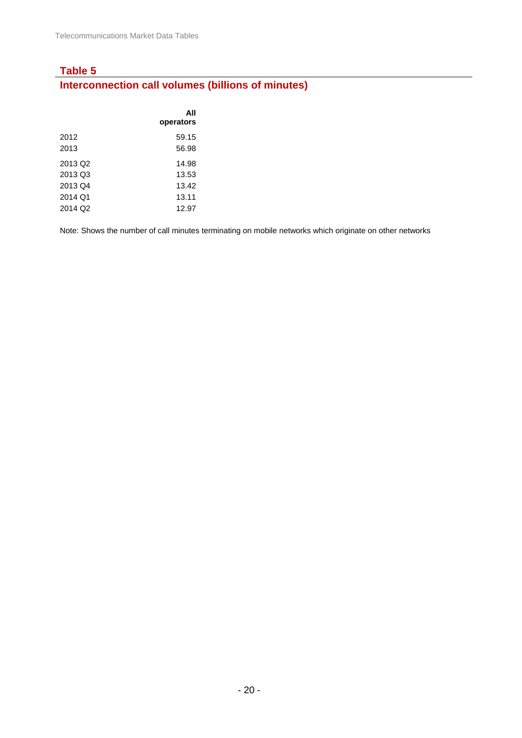## Table 5

## Interconnection call volumes (billions of minutes)

| | All operators |
|---|---|
| 2012 | 59.15 |
| 2013 | 56.98 |
| 2013 Q2 | 14.98 |
| 2013 Q3 | 13.53 |
| 2013 Q4 | 13.42 |
| 2014 Q1 | 13.11 |
| 2014 Q2 | 12.97 |

Note: Shows the number of call minutes terminating on mobile networks which originate on other networks